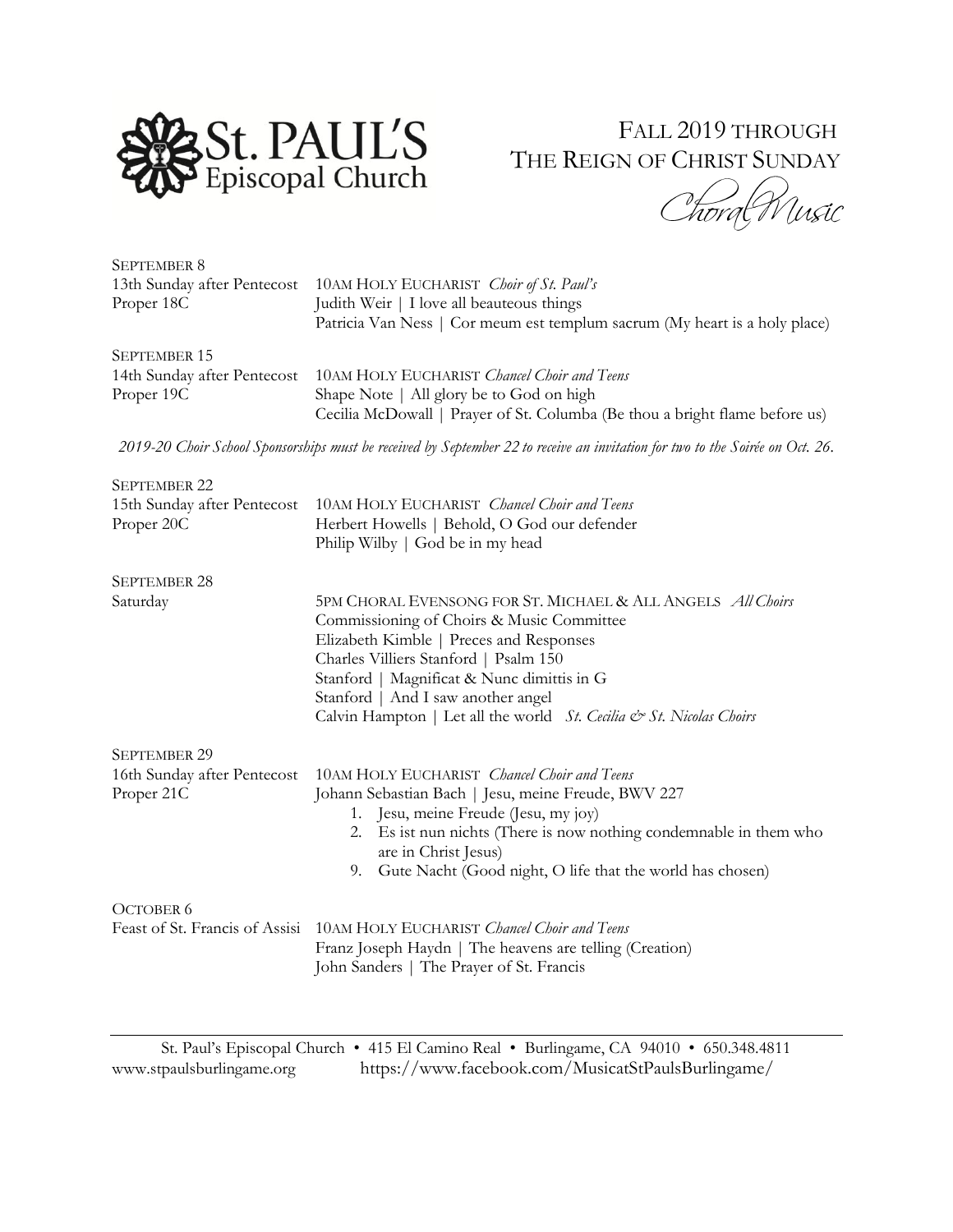# St. PAUL'S Episcopal Church

## FALL 2019 THROUGH THE REIGN OF CHRIST SUNDAY

## Choral Music

**SEPTEMBER 8**
13th Sunday after Pentecost
Proper 18C

10AM HOLY EUCHARIST *Choir of St. Paul's*
Judith Weir | I love all beauteous things
Patricia Van Ness | Cor meum est templum sacrum (My heart is a holy place)

**SEPTEMBER 15**
14th Sunday after Pentecost
Proper 19C

10AM HOLY EUCHARIST *Chancel Choir and Teens*
Shape Note | All glory be to God on high
Cecilia McDowall | Prayer of St. Columba (Be thou a bright flame before us)

*2019-20 Choir School Sponsorships must be received by September 22 to receive an invitation for two to the Soirée on Oct. 26.*

**SEPTEMBER 22**
15th Sunday after Pentecost
Proper 20C

10AM HOLY EUCHARIST *Chancel Choir and Teens*
Herbert Howells | Behold, O God our defender
Philip Wilby | God be in my head

**SEPTEMBER 28**
Saturday

5PM CHORAL EVENSONG FOR ST. MICHAEL & ALL ANGELS *All Choirs*
Commissioning of Choirs & Music Committee
Elizabeth Kimble | Preces and Responses
Charles Villiers Stanford | Psalm 150
Stanford | Magnificat & Nunc dimittis in G
Stanford | And I saw another angel
Calvin Hampton | Let all the world *St. Cecilia & St. Nicolas Choirs*

**SEPTEMBER 29**
16th Sunday after Pentecost
Proper 21C

10AM HOLY EUCHARIST *Chancel Choir and Teens*
Johann Sebastian Bach | Jesu, meine Freude, BWV 227

1. Jesu, meine Freude (Jesu, my joy)
2. Es ist nun nichts (There is now nothing condemnable in them who are in Christ Jesus)
9. Gute Nacht (Good night, O life that the world has chosen)

**OCTOBER 6**
Feast of St. Francis of Assisi

10AM HOLY EUCHARIST *Chancel Choir and Teens*
Franz Joseph Haydn | The heavens are telling (Creation)
John Sanders | The Prayer of St. Francis

St. Paul's Episcopal Church • 415 El Camino Real • Burlingame, CA 94010 • 650.348.4811
www.stpaulsburlingame.org https://www.facebook.com/MusicatStPaulsBurlingame/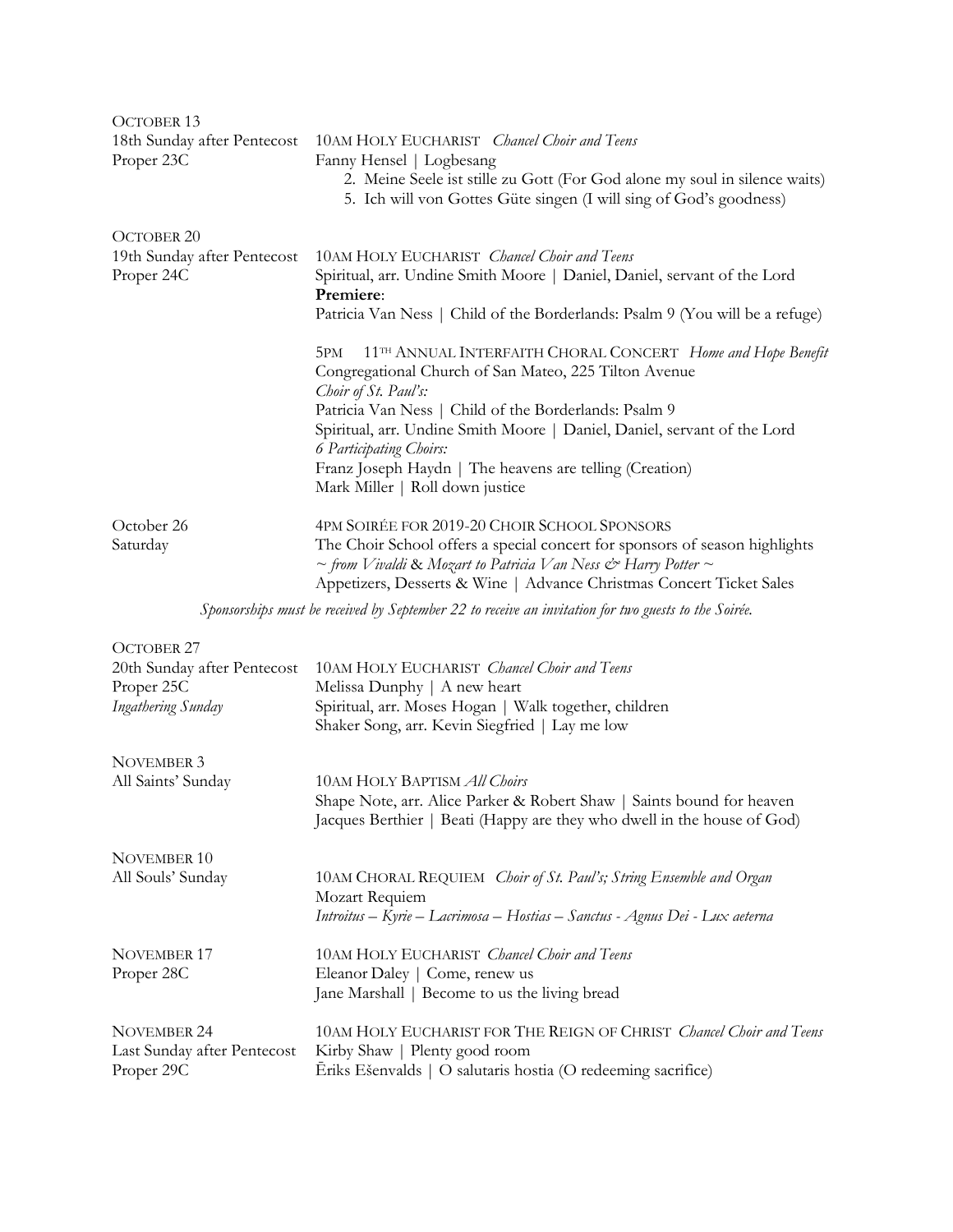**OCTOBER 13**
18th Sunday after Pentecost
Proper 23C

10AM HOLY EUCHARIST *Chancel Choir and Teens*
Fanny Hensel | Logbesang
2. Meine Seele ist stille zu Gott (For God alone my soul in silence waits)
5. Ich will von Gottes Güte singen (I will sing of God's goodness)

**OCTOBER 20**
19th Sunday after Pentecost
Proper 24C

10AM HOLY EUCHARIST *Chancel Choir and Teens*
Spiritual, arr. Undine Smith Moore | Daniel, Daniel, servant of the Lord
**Premiere**:
Patricia Van Ness | Child of the Borderlands: Psalm 9 (You will be a refuge)

5PM 11TH ANNUAL INTERFAITH CHORAL CONCERT *Home and Hope Benefit*
Congregational Church of San Mateo, 225 Tilton Avenue
*Choir of St. Paul's:*
Patricia Van Ness | Child of the Borderlands: Psalm 9
Spiritual, arr. Undine Smith Moore | Daniel, Daniel, servant of the Lord
*6 Participating Choirs:*
Franz Joseph Haydn | The heavens are telling (Creation)
Mark Miller | Roll down justice

**October 26**
Saturday

4PM SOIRÉE FOR 2019-20 CHOIR SCHOOL SPONSORS
The Choir School offers a special concert for sponsors of season highlights
*~ from Vivaldi & Mozart to Patricia Van Ness & Harry Potter ~*
Appetizers, Desserts & Wine | Advance Christmas Concert Ticket Sales

*Sponsorships must be received by September 22 to receive an invitation for two guests to the Soirée.*

**OCTOBER 27**
20th Sunday after Pentecost
Proper 25C
*Ingathering Sunday*

10AM HOLY EUCHARIST *Chancel Choir and Teens*
Melissa Dunphy | A new heart
Spiritual, arr. Moses Hogan | Walk together, children
Shaker Song, arr. Kevin Siegfried | Lay me low

**NOVEMBER 3**
All Saints' Sunday

10AM HOLY BAPTISM *All Choirs*
Shape Note, arr. Alice Parker & Robert Shaw | Saints bound for heaven
Jacques Berthier | Beati (Happy are they who dwell in the house of God)

**NOVEMBER 10**
All Souls' Sunday

10AM CHORAL REQUIEM *Choir of St. Paul's; String Ensemble and Organ*
Mozart Requiem
*Introitus – Kyrie – Lacrimosa – Hostias – Sanctus - Agnus Dei - Lux aeterna*

**NOVEMBER 17**
Proper 28C

10AM HOLY EUCHARIST *Chancel Choir and Teens*
Eleanor Daley | Come, renew us
Jane Marshall | Become to us the living bread

**NOVEMBER 24**
Last Sunday after Pentecost
Proper 29C

10AM HOLY EUCHARIST FOR THE REIGN OF CHRIST *Chancel Choir and Teens*
Kirby Shaw | Plenty good room
Ēriks Ešenvalds | O salutaris hostia (O redeeming sacrifice)